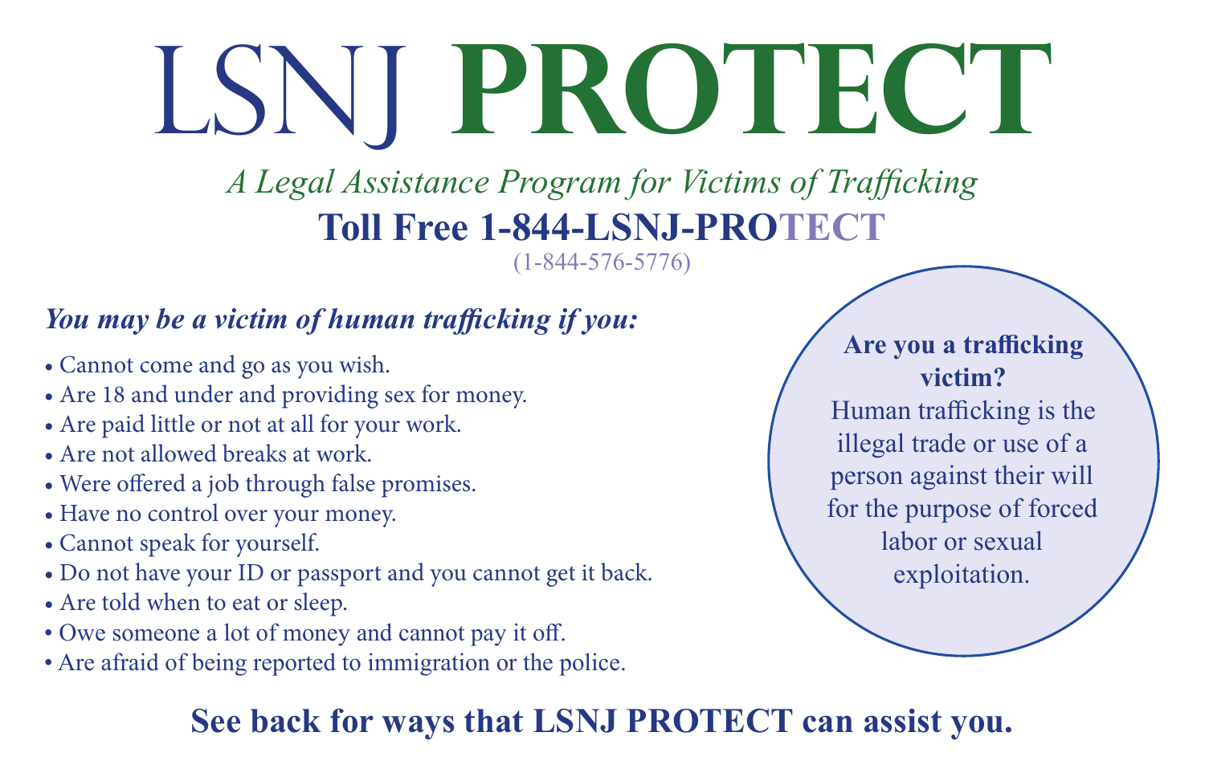# LSNJ **PROTECT**

*A Legal Assistance Program for Victims of Trafficking*

**Toll Free 1-844-LSNJ-PROTECT**

(1-844-576-5776)

***You may be a victim of human trafficking if you:***

- Cannot come and go as you wish.
- Are 18 and under and providing sex for money.
- Are paid little or not at all for your work.
- Are not allowed breaks at work.
- Were offered a job through false promises.
- Have no control over your money.
- Cannot speak for yourself.
- Do not have your ID or passport and you cannot get it back.
- Are told when to eat or sleep.
- Owe someone a lot of money and cannot pay it off.
- Are afraid of being reported to immigration or the police.

**Are you a trafficking victim?**

Human trafficking is the illegal trade or use of a person against their will for the purpose of forced labor or sexual exploitation.

**See back for ways that LSNJ PROTECT can assist you.**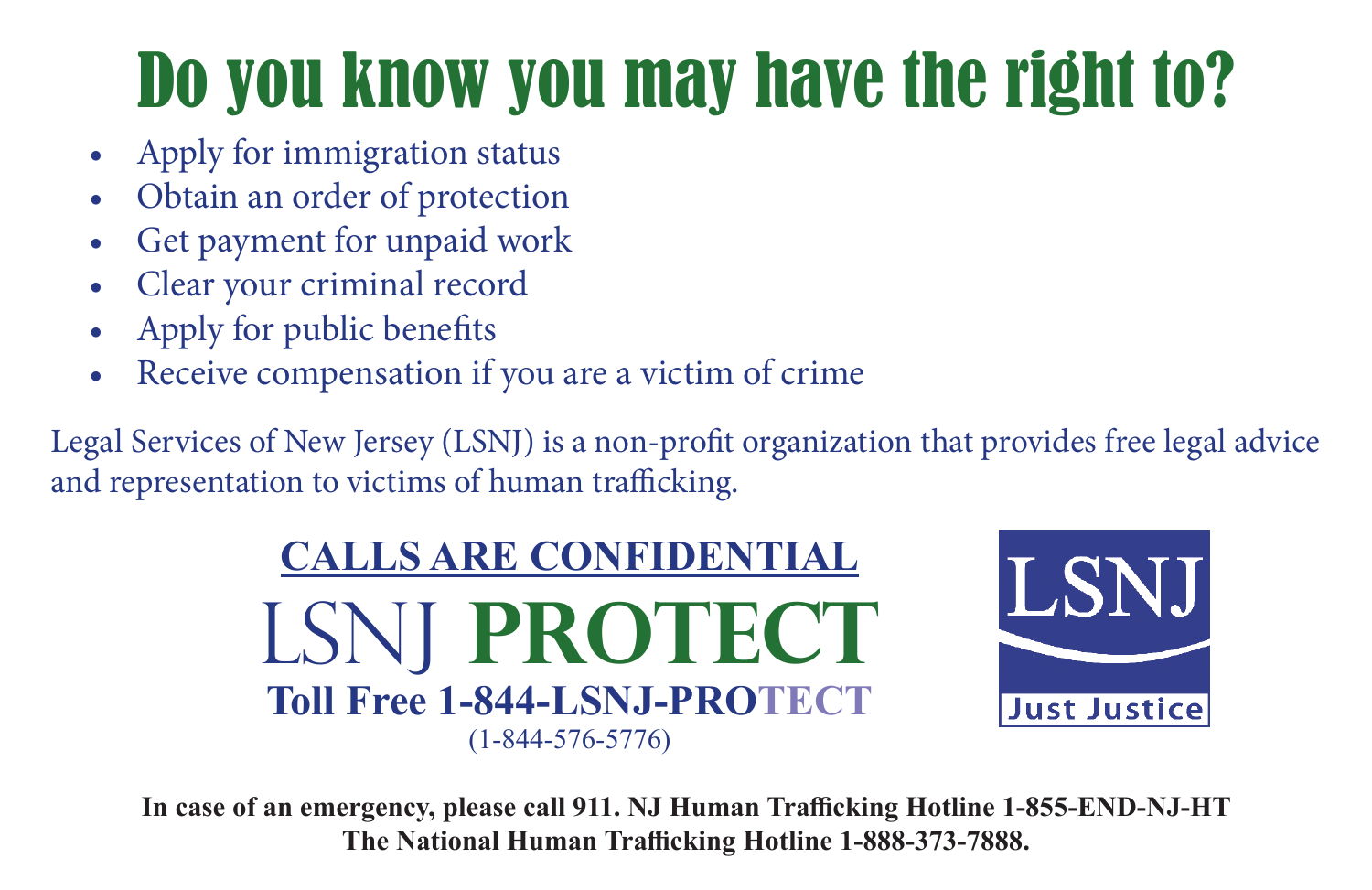# Do you know you may have the right to?

- Apply for immigration status
- Obtain an order of protection
- Get payment for unpaid work
- Clear your criminal record
- Apply for public benefits
- Receive compensation if you are a victim of crime

Legal Services of New Jersey (LSNJ) is a non-profit organization that provides free legal advice and representation to victims of human trafficking.

**CALLS ARE CONFIDENTIAL**

LSNJ **PROTECT**

**Toll Free 1-844-LSNJ-PROTECT**

(1-844-576-5776)

LSNJ

Just Justice

**In case of an emergency, please call 911. NJ Human Trafficking Hotline 1-855-END-NJ-HT**

**The National Human Trafficking Hotline 1-888-373-7888.**